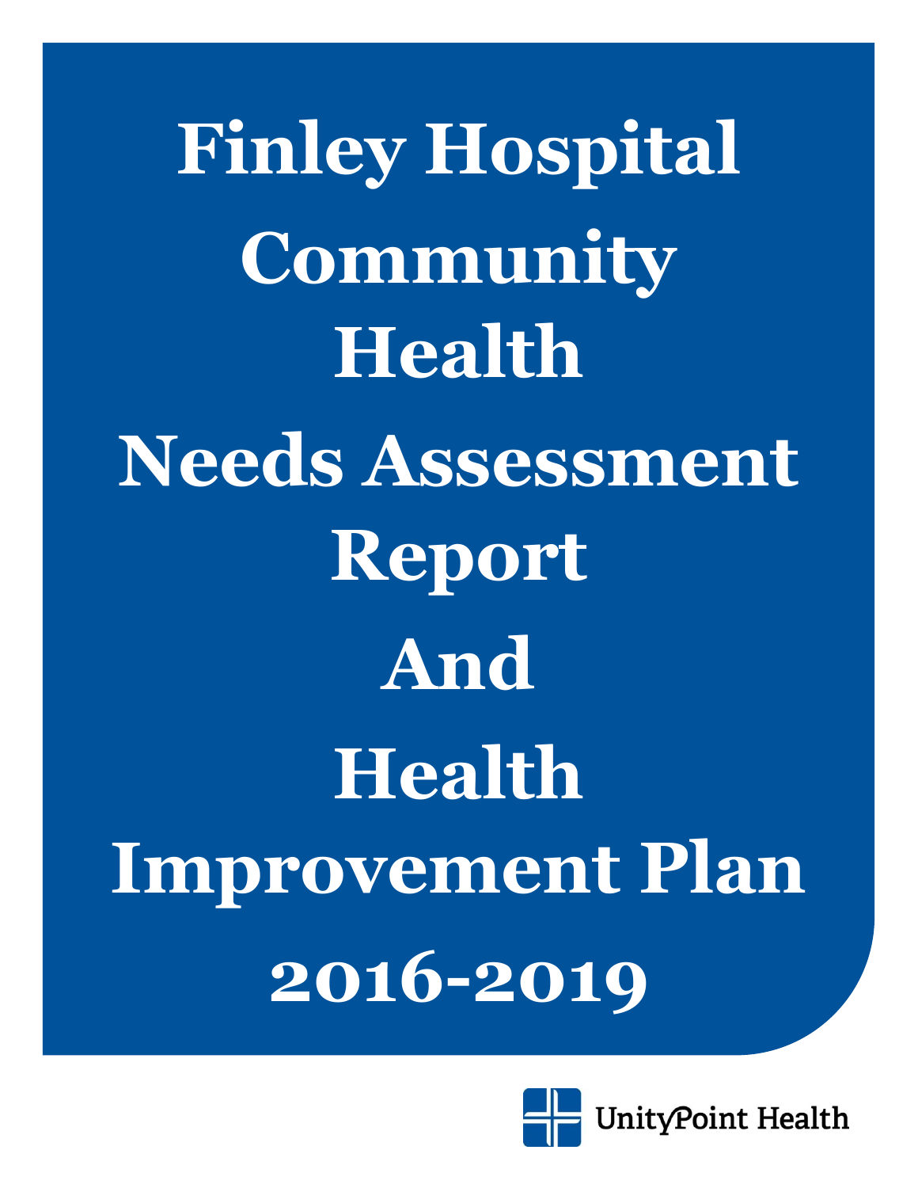# Finley Hospital Community Health Needs Assessment Report And Health Improvement Plan 2016-2019

UnityPoint Health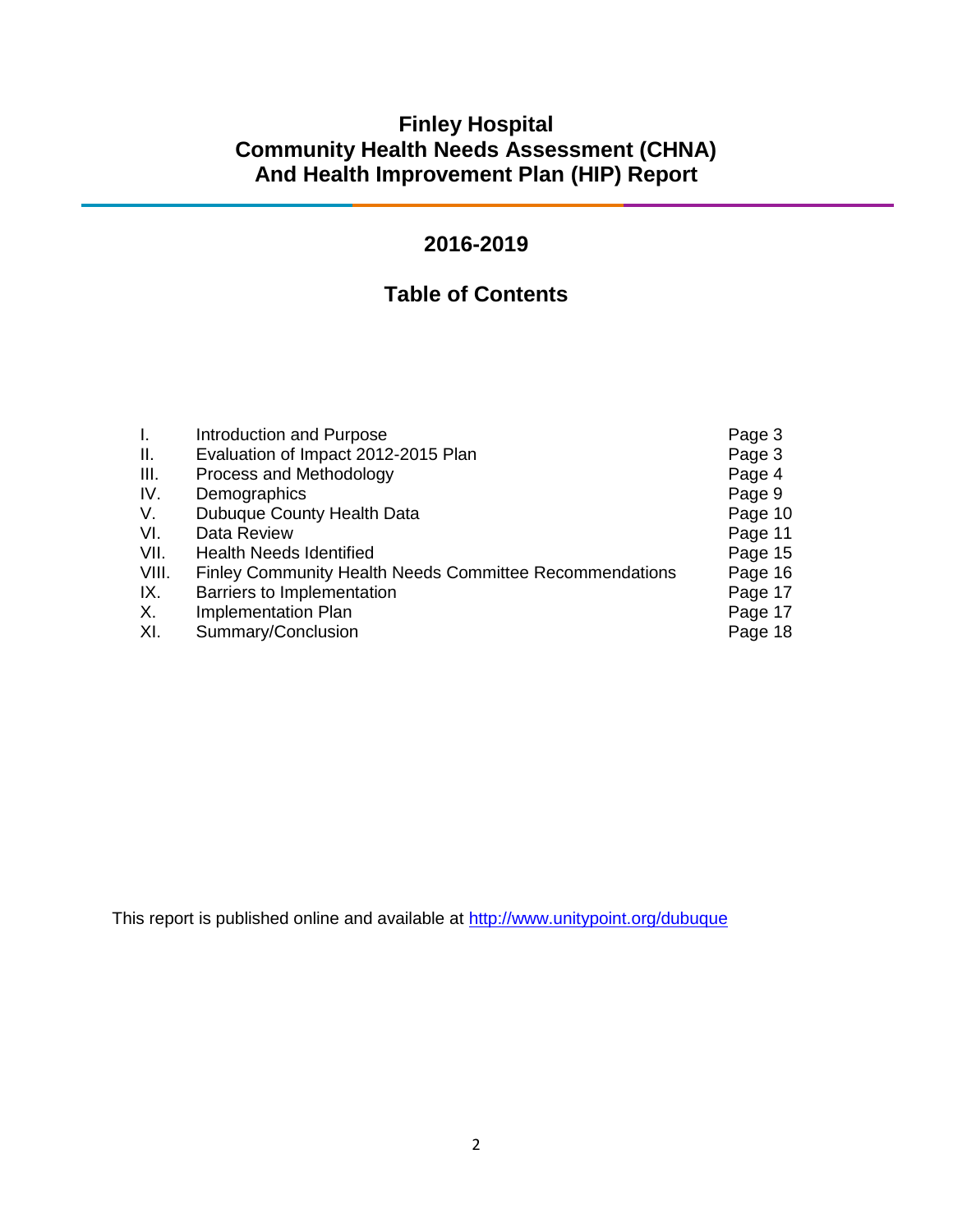# Finley Hospital
# Community Health Needs Assessment (CHNA)
# And Health Improvement Plan (HIP) Report

## 2016-2019

## Table of Contents

| | | |
|---|---|---|
| I. | Introduction and Purpose | Page 3 |
| II. | Evaluation of Impact 2012-2015 Plan | Page 3 |
| III. | Process and Methodology | Page 4 |
| IV. | Demographics | Page 9 |
| V. | Dubuque County Health Data | Page 10 |
| VI. | Data Review | Page 11 |
| VII. | Health Needs Identified | Page 15 |
| VIII. | Finley Community Health Needs Committee Recommendations | Page 16 |
| IX. | Barriers to Implementation | Page 17 |
| X. | Implementation Plan | Page 17 |
| XI. | Summary/Conclusion | Page 18 |

This report is published online and available at [http://www.unitypoint.org/dubuque](http://www.unitypoint.org/dubuque)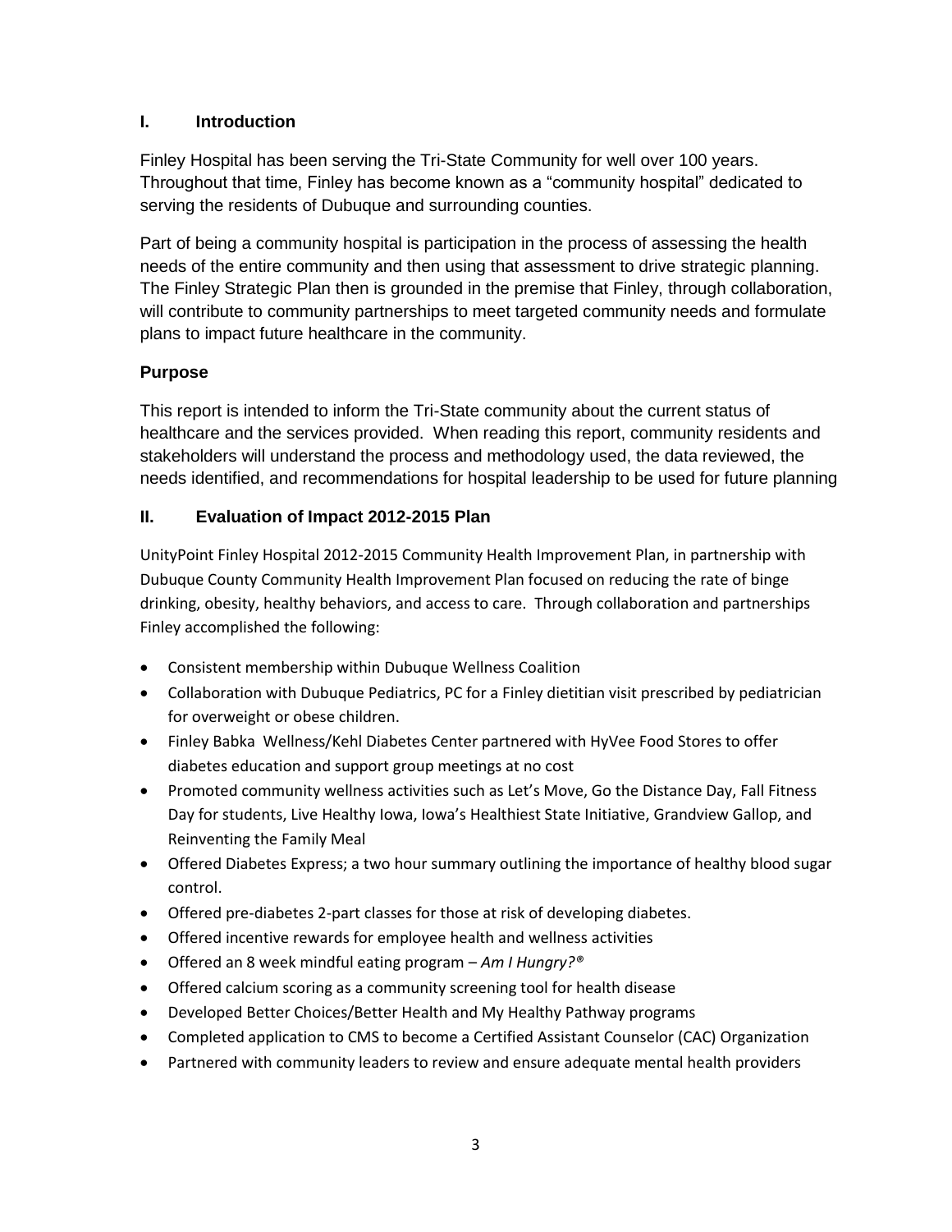## I. Introduction

Finley Hospital has been serving the Tri-State Community for well over 100 years. Throughout that time, Finley has become known as a “community hospital” dedicated to serving the residents of Dubuque and surrounding counties.

Part of being a community hospital is participation in the process of assessing the health needs of the entire community and then using that assessment to drive strategic planning. The Finley Strategic Plan then is grounded in the premise that Finley, through collaboration, will contribute to community partnerships to meet targeted community needs and formulate plans to impact future healthcare in the community.

### Purpose

This report is intended to inform the Tri-State community about the current status of healthcare and the services provided. When reading this report, community residents and stakeholders will understand the process and methodology used, the data reviewed, the needs identified, and recommendations for hospital leadership to be used for future planning

## II. Evaluation of Impact 2012-2015 Plan

UnityPoint Finley Hospital 2012-2015 Community Health Improvement Plan, in partnership with Dubuque County Community Health Improvement Plan focused on reducing the rate of binge drinking, obesity, healthy behaviors, and access to care. Through collaboration and partnerships Finley accomplished the following:

- Consistent membership within Dubuque Wellness Coalition
- Collaboration with Dubuque Pediatrics, PC for a Finley dietitian visit prescribed by pediatrician for overweight or obese children.
- Finley Babka Wellness/Kehl Diabetes Center partnered with HyVee Food Stores to offer diabetes education and support group meetings at no cost
- Promoted community wellness activities such as Let’s Move, Go the Distance Day, Fall Fitness Day for students, Live Healthy Iowa, Iowa’s Healthiest State Initiative, Grandview Gallop, and Reinventing the Family Meal
- Offered Diabetes Express; a two hour summary outlining the importance of healthy blood sugar control.
- Offered pre-diabetes 2-part classes for those at risk of developing diabetes.
- Offered incentive rewards for employee health and wellness activities
- Offered an 8 week mindful eating program – *Am I Hungry?®*
- Offered calcium scoring as a community screening tool for health disease
- Developed Better Choices/Better Health and My Healthy Pathway programs
- Completed application to CMS to become a Certified Assistant Counselor (CAC) Organization
- Partnered with community leaders to review and ensure adequate mental health providers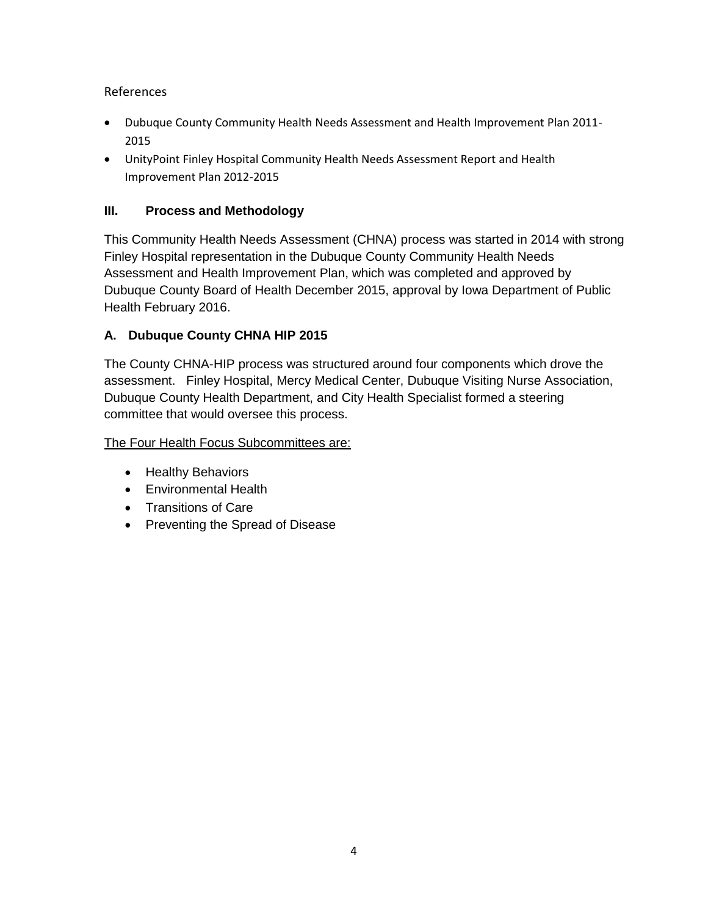References

- Dubuque County Community Health Needs Assessment and Health Improvement Plan 2011-2015
- UnityPoint Finley Hospital Community Health Needs Assessment Report and Health Improvement Plan 2012-2015

## III. Process and Methodology

This Community Health Needs Assessment (CHNA) process was started in 2014 with strong Finley Hospital representation in the Dubuque County Community Health Needs Assessment and Health Improvement Plan, which was completed and approved by Dubuque County Board of Health December 2015, approval by Iowa Department of Public Health February 2016.

### A. Dubuque County CHNA HIP 2015

The County CHNA-HIP process was structured around four components which drove the assessment. Finley Hospital, Mercy Medical Center, Dubuque Visiting Nurse Association, Dubuque County Health Department, and City Health Specialist formed a steering committee that would oversee this process.

<u>The Four Health Focus Subcommittees are:</u>

- Healthy Behaviors
- Environmental Health
- Transitions of Care
- Preventing the Spread of Disease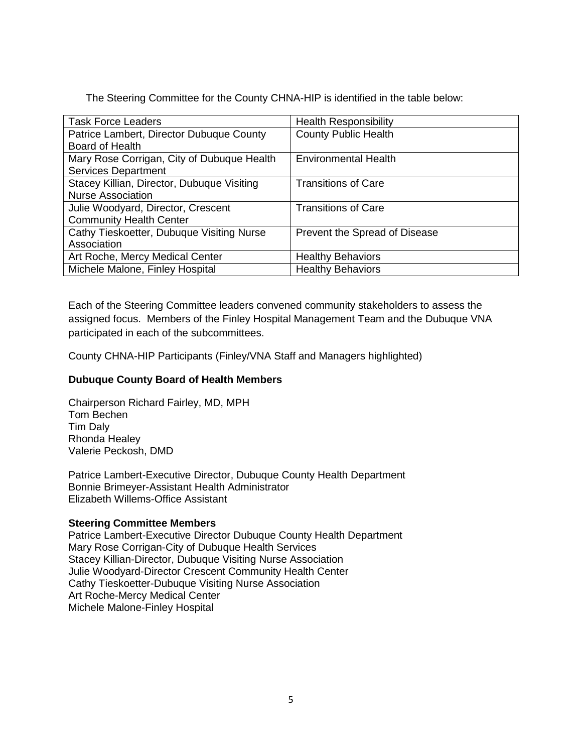The Steering Committee for the County CHNA-HIP is identified in the table below:

| Task Force Leaders | Health Responsibility |
| --- | --- |
| Patrice Lambert, Director Dubuque County Board of Health | County Public Health |
| Mary Rose Corrigan, City of Dubuque Health Services Department | Environmental Health |
| Stacey Killian, Director, Dubuque Visiting Nurse Association | Transitions of Care |
| Julie Woodyard, Director, Crescent Community Health Center | Transitions of Care |
| Cathy Tieskoetter, Dubuque Visiting Nurse Association | Prevent the Spread of Disease |
| Art Roche, Mercy Medical Center | Healthy Behaviors |
| Michele Malone, Finley Hospital | Healthy Behaviors |

Each of the Steering Committee leaders convened community stakeholders to assess the assigned focus. Members of the Finley Hospital Management Team and the Dubuque VNA participated in each of the subcommittees.

County CHNA-HIP Participants (Finley/VNA Staff and Managers highlighted)

**Dubuque County Board of Health Members**

Chairperson Richard Fairley, MD, MPH
Tom Bechen
Tim Daly
Rhonda Healey
Valerie Peckosh, DMD

Patrice Lambert-Executive Director, Dubuque County Health Department
Bonnie Brimeyer-Assistant Health Administrator
Elizabeth Willems-Office Assistant

**Steering Committee Members**

Patrice Lambert-Executive Director Dubuque County Health Department
Mary Rose Corrigan-City of Dubuque Health Services
Stacey Killian-Director, Dubuque Visiting Nurse Association
Julie Woodyard-Director Crescent Community Health Center
Cathy Tieskoetter-Dubuque Visiting Nurse Association
Art Roche-Mercy Medical Center
Michele Malone-Finley Hospital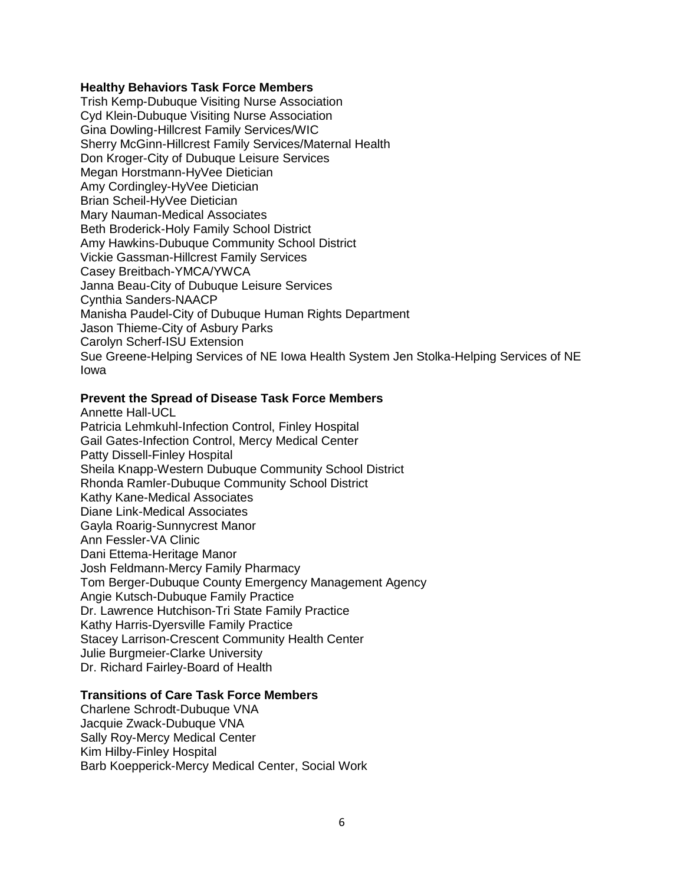**Healthy Behaviors Task Force Members**
Trish Kemp-Dubuque Visiting Nurse Association
Cyd Klein-Dubuque Visiting Nurse Association
Gina Dowling-Hillcrest Family Services/WIC
Sherry McGinn-Hillcrest Family Services/Maternal Health
Don Kroger-City of Dubuque Leisure Services
Megan Horstmann-HyVee Dietician
Amy Cordingley-HyVee Dietician
Brian Scheil-HyVee Dietician
Mary Nauman-Medical Associates
Beth Broderick-Holy Family School District
Amy Hawkins-Dubuque Community School District
Vickie Gassman-Hillcrest Family Services
Casey Breitbach-YMCA/YWCA
Janna Beau-City of Dubuque Leisure Services
Cynthia Sanders-NAACP
Manisha Paudel-City of Dubuque Human Rights Department
Jason Thieme-City of Asbury Parks
Carolyn Scherf-ISU Extension
Sue Greene-Helping Services of NE Iowa Health System Jen Stolka-Helping Services of NE Iowa

**Prevent the Spread of Disease Task Force Members**
Annette Hall-UCL
Patricia Lehmkuhl-Infection Control, Finley Hospital
Gail Gates-Infection Control, Mercy Medical Center
Patty Dissell-Finley Hospital
Sheila Knapp-Western Dubuque Community School District
Rhonda Ramler-Dubuque Community School District
Kathy Kane-Medical Associates
Diane Link-Medical Associates
Gayla Roarig-Sunnycrest Manor
Ann Fessler-VA Clinic
Dani Ettema-Heritage Manor
Josh Feldmann-Mercy Family Pharmacy
Tom Berger-Dubuque County Emergency Management Agency
Angie Kutsch-Dubuque Family Practice
Dr. Lawrence Hutchison-Tri State Family Practice
Kathy Harris-Dyersville Family Practice
Stacey Larrison-Crescent Community Health Center
Julie Burgmeier-Clarke University
Dr. Richard Fairley-Board of Health

**Transitions of Care Task Force Members**
Charlene Schrodt-Dubuque VNA
Jacquie Zwack-Dubuque VNA
Sally Roy-Mercy Medical Center
Kim Hilby-Finley Hospital
Barb Koepperick-Mercy Medical Center, Social Work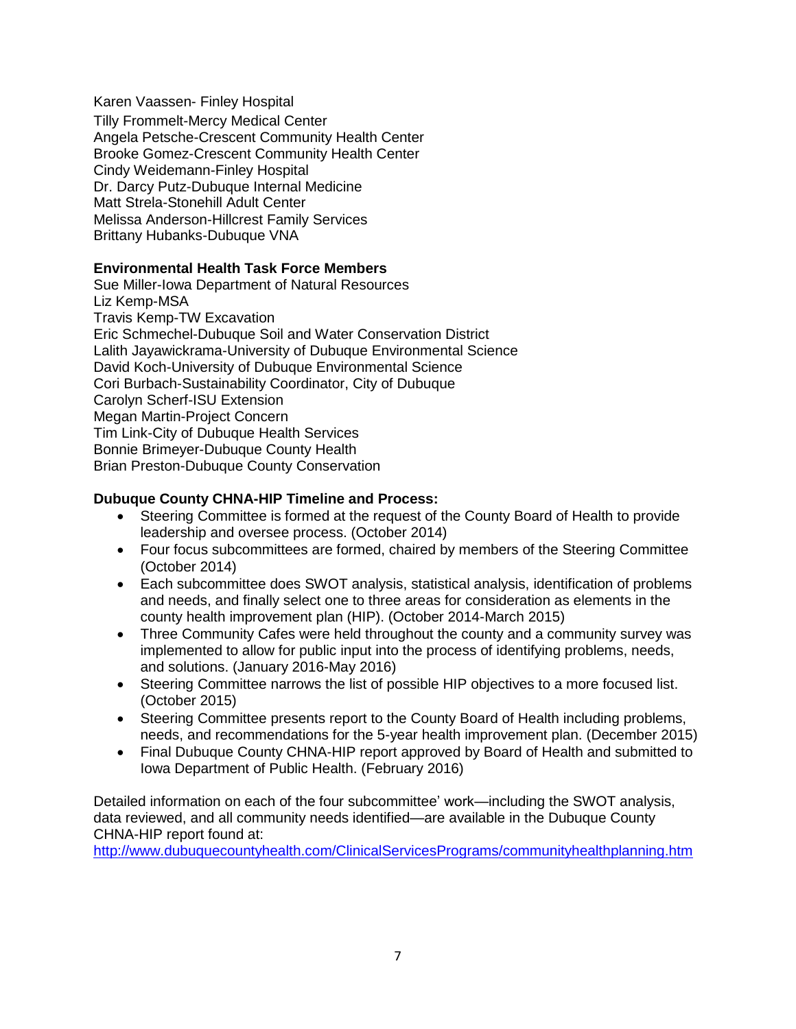Karen Vaassen- Finley Hospital
Tilly Frommelt-Mercy Medical Center
Angela Petsche-Crescent Community Health Center
Brooke Gomez-Crescent Community Health Center
Cindy Weidemann-Finley Hospital
Dr. Darcy Putz-Dubuque Internal Medicine
Matt Strela-Stonehill Adult Center
Melissa Anderson-Hillcrest Family Services
Brittany Hubanks-Dubuque VNA

**Environmental Health Task Force Members**

Sue Miller-Iowa Department of Natural Resources
Liz Kemp-MSA
Travis Kemp-TW Excavation
Eric Schmechel-Dubuque Soil and Water Conservation District
Lalith Jayawickrama-University of Dubuque Environmental Science
David Koch-University of Dubuque Environmental Science
Cori Burbach-Sustainability Coordinator, City of Dubuque
Carolyn Scherf-ISU Extension
Megan Martin-Project Concern
Tim Link-City of Dubuque Health Services
Bonnie Brimeyer-Dubuque County Health
Brian Preston-Dubuque County Conservation

**Dubuque County CHNA-HIP Timeline and Process:**

- Steering Committee is formed at the request of the County Board of Health to provide leadership and oversee process. (October 2014)
- Four focus subcommittees are formed, chaired by members of the Steering Committee (October 2014)
- Each subcommittee does SWOT analysis, statistical analysis, identification of problems and needs, and finally select one to three areas for consideration as elements in the county health improvement plan (HIP). (October 2014-March 2015)
- Three Community Cafes were held throughout the county and a community survey was implemented to allow for public input into the process of identifying problems, needs, and solutions. (January 2016-May 2016)
- Steering Committee narrows the list of possible HIP objectives to a more focused list. (October 2015)
- Steering Committee presents report to the County Board of Health including problems, needs, and recommendations for the 5-year health improvement plan. (December 2015)
- Final Dubuque County CHNA-HIP report approved by Board of Health and submitted to Iowa Department of Public Health. (February 2016)

Detailed information on each of the four subcommittee' work—including the SWOT analysis, data reviewed, and all community needs identified—are available in the Dubuque County CHNA-HIP report found at:
http://www.dubuquecountyhealth.com/ClinicalServicesPrograms/communityhealthplanning.htm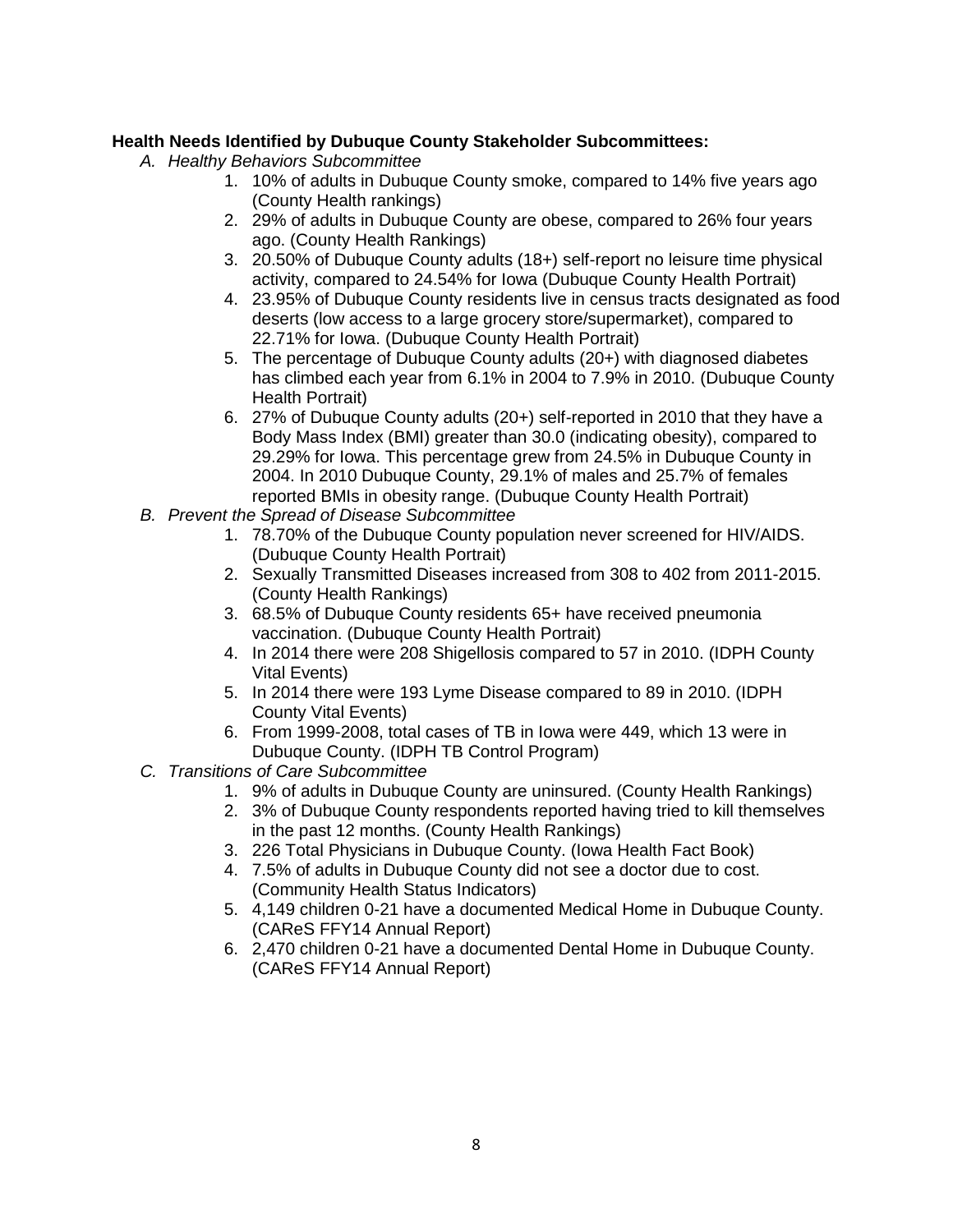**Health Needs Identified by Dubuque County Stakeholder Subcommittees:**

A. *Healthy Behaviors Subcommittee*
    1. 10% of adults in Dubuque County smoke, compared to 14% five years ago (County Health rankings)
    2. 29% of adults in Dubuque County are obese, compared to 26% four years ago. (County Health Rankings)
    3. 20.50% of Dubuque County adults (18+) self-report no leisure time physical activity, compared to 24.54% for Iowa (Dubuque County Health Portrait)
    4. 23.95% of Dubuque County residents live in census tracts designated as food deserts (low access to a large grocery store/supermarket), compared to 22.71% for Iowa. (Dubuque County Health Portrait)
    5. The percentage of Dubuque County adults (20+) with diagnosed diabetes has climbed each year from 6.1% in 2004 to 7.9% in 2010. (Dubuque County Health Portrait)
    6. 27% of Dubuque County adults (20+) self-reported in 2010 that they have a Body Mass Index (BMI) greater than 30.0 (indicating obesity), compared to 29.29% for Iowa. This percentage grew from 24.5% in Dubuque County in 2004. In 2010 Dubuque County, 29.1% of males and 25.7% of females reported BMIs in obesity range. (Dubuque County Health Portrait)

B. *Prevent the Spread of Disease Subcommittee*
    1. 78.70% of the Dubuque County population never screened for HIV/AIDS. (Dubuque County Health Portrait)
    2. Sexually Transmitted Diseases increased from 308 to 402 from 2011-2015. (County Health Rankings)
    3. 68.5% of Dubuque County residents 65+ have received pneumonia vaccination. (Dubuque County Health Portrait)
    4. In 2014 there were 208 Shigellosis compared to 57 in 2010. (IDPH County Vital Events)
    5. In 2014 there were 193 Lyme Disease compared to 89 in 2010. (IDPH County Vital Events)
    6. From 1999-2008, total cases of TB in Iowa were 449, which 13 were in Dubuque County. (IDPH TB Control Program)

C. *Transitions of Care Subcommittee*
    1. 9% of adults in Dubuque County are uninsured. (County Health Rankings)
    2. 3% of Dubuque County respondents reported having tried to kill themselves in the past 12 months. (County Health Rankings)
    3. 226 Total Physicians in Dubuque County. (Iowa Health Fact Book)
    4. 7.5% of adults in Dubuque County did not see a doctor due to cost. (Community Health Status Indicators)
    5. 4,149 children 0-21 have a documented Medical Home in Dubuque County. (CAReS FFY14 Annual Report)
    6. 2,470 children 0-21 have a documented Dental Home in Dubuque County. (CAReS FFY14 Annual Report)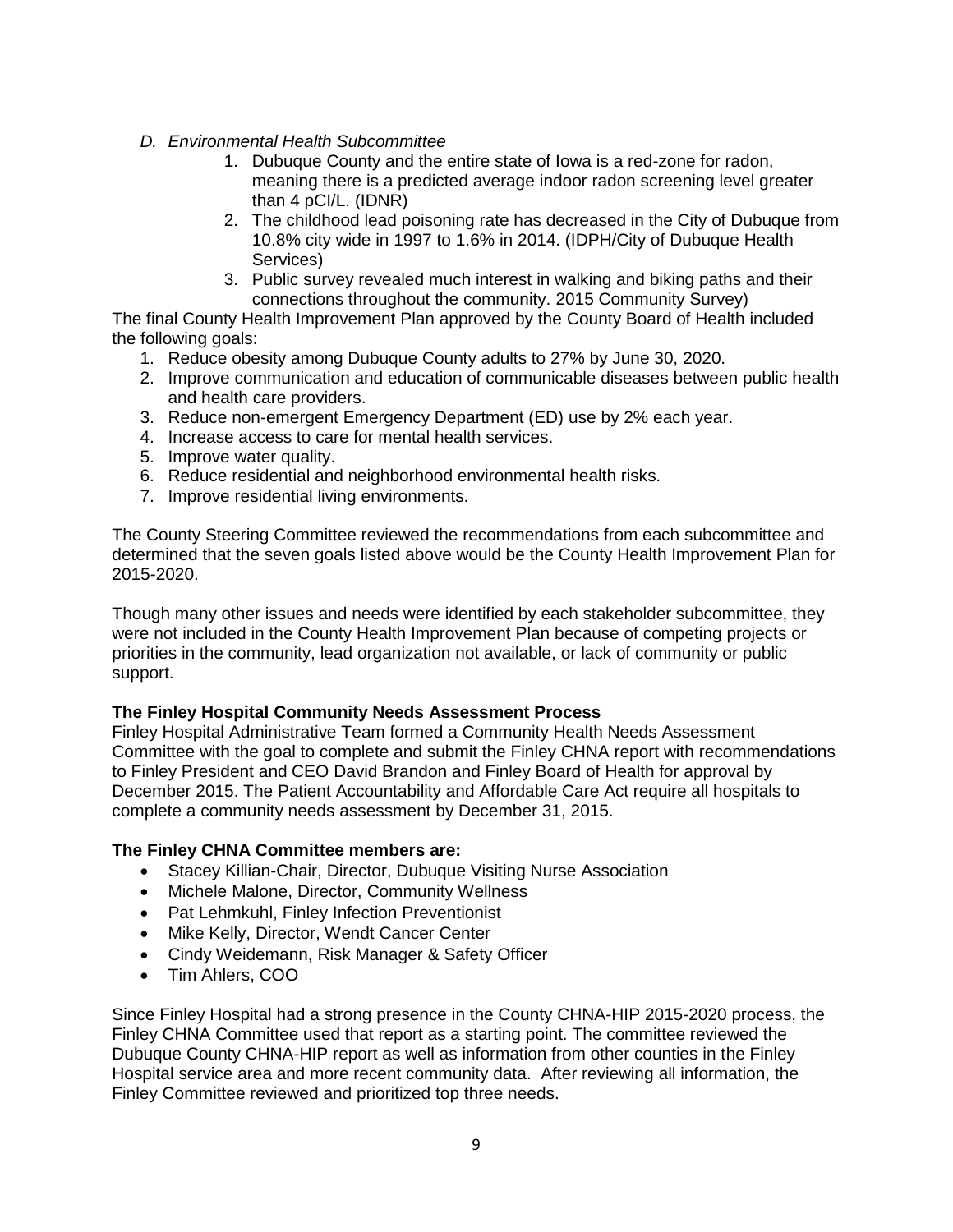*D. Environmental Health Subcommittee*

1. Dubuque County and the entire state of Iowa is a red-zone for radon, meaning there is a predicted average indoor radon screening level greater than 4 pCI/L. (IDNR)
2. The childhood lead poisoning rate has decreased in the City of Dubuque from 10.8% city wide in 1997 to 1.6% in 2014. (IDPH/City of Dubuque Health Services)
3. Public survey revealed much interest in walking and biking paths and their connections throughout the community. 2015 Community Survey)

The final County Health Improvement Plan approved by the County Board of Health included the following goals:

1. Reduce obesity among Dubuque County adults to 27% by June 30, 2020.
2. Improve communication and education of communicable diseases between public health and health care providers.
3. Reduce non-emergent Emergency Department (ED) use by 2% each year.
4. Increase access to care for mental health services.
5. Improve water quality.
6. Reduce residential and neighborhood environmental health risks.
7. Improve residential living environments.

The County Steering Committee reviewed the recommendations from each subcommittee and determined that the seven goals listed above would be the County Health Improvement Plan for 2015-2020.

Though many other issues and needs were identified by each stakeholder subcommittee, they were not included in the County Health Improvement Plan because of competing projects or priorities in the community, lead organization not available, or lack of community or public support.

**The Finley Hospital Community Needs Assessment Process**

Finley Hospital Administrative Team formed a Community Health Needs Assessment Committee with the goal to complete and submit the Finley CHNA report with recommendations to Finley President and CEO David Brandon and Finley Board of Health for approval by December 2015. The Patient Accountability and Affordable Care Act require all hospitals to complete a community needs assessment by December 31, 2015.

**The Finley CHNA Committee members are:**

- Stacey Killian-Chair, Director, Dubuque Visiting Nurse Association
- Michele Malone, Director, Community Wellness
- Pat Lehmkuhl, Finley Infection Preventionist
- Mike Kelly, Director, Wendt Cancer Center
- Cindy Weidemann, Risk Manager & Safety Officer
- Tim Ahlers, COO

Since Finley Hospital had a strong presence in the County CHNA-HIP 2015-2020 process, the Finley CHNA Committee used that report as a starting point. The committee reviewed the Dubuque County CHNA-HIP report as well as information from other counties in the Finley Hospital service area and more recent community data. After reviewing all information, the Finley Committee reviewed and prioritized top three needs.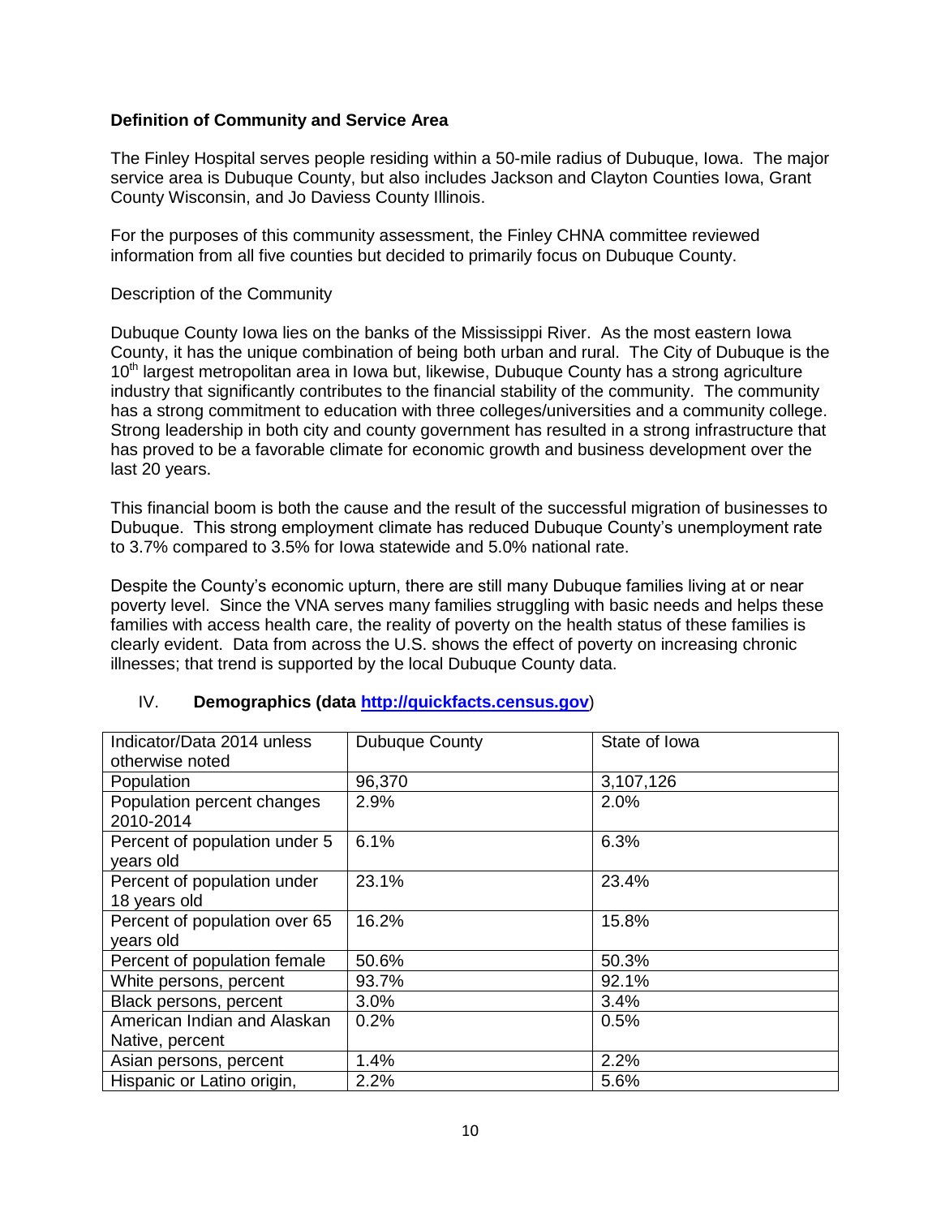**Definition of Community and Service Area**

The Finley Hospital serves people residing within a 50-mile radius of Dubuque, Iowa. The major service area is Dubuque County, but also includes Jackson and Clayton Counties Iowa, Grant County Wisconsin, and Jo Daviess County Illinois.

For the purposes of this community assessment, the Finley CHNA committee reviewed information from all five counties but decided to primarily focus on Dubuque County.

Description of the Community

Dubuque County Iowa lies on the banks of the Mississippi River. As the most eastern Iowa County, it has the unique combination of being both urban and rural. The City of Dubuque is the 10th largest metropolitan area in Iowa but, likewise, Dubuque County has a strong agriculture industry that significantly contributes to the financial stability of the community. The community has a strong commitment to education with three colleges/universities and a community college. Strong leadership in both city and county government has resulted in a strong infrastructure that has proved to be a favorable climate for economic growth and business development over the last 20 years.

This financial boom is both the cause and the result of the successful migration of businesses to Dubuque. This strong employment climate has reduced Dubuque County's unemployment rate to 3.7% compared to 3.5% for Iowa statewide and 5.0% national rate.

Despite the County's economic upturn, there are still many Dubuque families living at or near poverty level. Since the VNA serves many families struggling with basic needs and helps these families with access health care, the reality of poverty on the health status of these families is clearly evident. Data from across the U.S. shows the effect of poverty on increasing chronic illnesses; that trend is supported by the local Dubuque County data.

## IV. **Demographics (data http://quickfacts.census.gov)**

| Indicator/Data 2014 unless otherwise noted | Dubuque County | State of Iowa |
|---|---|---|
| Population | 96,370 | 3,107,126 |
| Population percent changes 2010-2014 | 2.9% | 2.0% |
| Percent of population under 5 years old | 6.1% | 6.3% |
| Percent of population under 18 years old | 23.1% | 23.4% |
| Percent of population over 65 years old | 16.2% | 15.8% |
| Percent of population female | 50.6% | 50.3% |
| White persons, percent | 93.7% | 92.1% |
| Black persons, percent | 3.0% | 3.4% |
| American Indian and Alaskan Native, percent | 0.2% | 0.5% |
| Asian persons, percent | 1.4% | 2.2% |
| Hispanic or Latino origin, | 2.2% | 5.6% |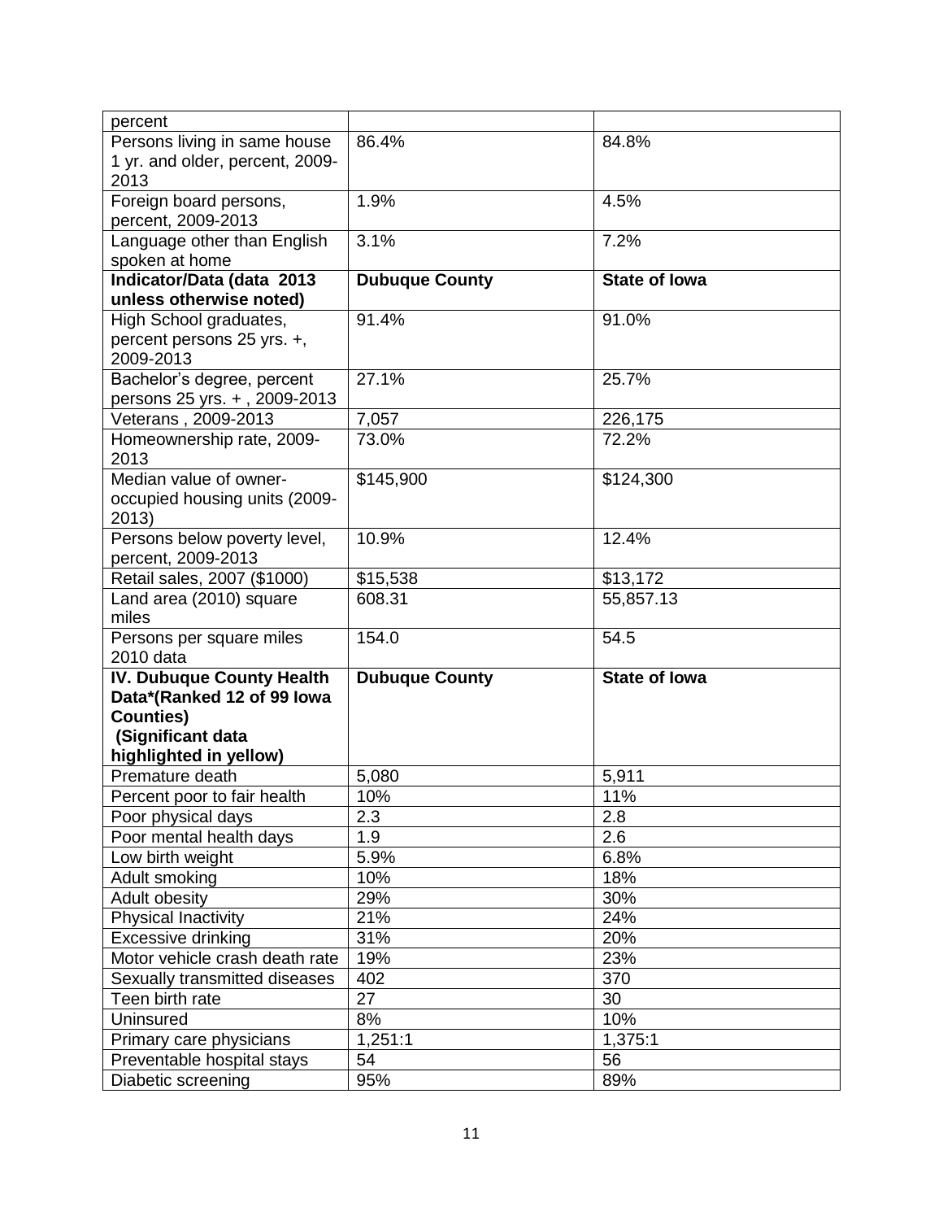| percent | | |
|---|---|---|
| Persons living in same house 1 yr. and older, percent, 2009-2013 | 86.4% | 84.8% |
| Foreign board persons, percent, 2009-2013 | 1.9% | 4.5% |
| Language other than English spoken at home | 3.1% | 7.2% |
| **Indicator/Data (data 2013 unless otherwise noted)** | **Dubuque County** | **State of Iowa** |
| High School graduates, percent persons 25 yrs. +, 2009-2013 | 91.4% | 91.0% |
| Bachelor's degree, percent persons 25 yrs. + , 2009-2013 | 27.1% | 25.7% |
| Veterans , 2009-2013 | 7,057 | 226,175 |
| Homeownership rate, 2009-2013 | 73.0% | 72.2% |
| Median value of owner-occupied housing units (2009-2013) | $145,900 | $124,300 |
| Persons below poverty level, percent, 2009-2013 | 10.9% | 12.4% |
| Retail sales, 2007 ($1000) | $15,538 | $13,172 |
| Land area (2010) square miles | 608.31 | 55,857.13 |
| Persons per square miles 2010 data | 154.0 | 54.5 |
| **IV. Dubuque County Health Data*(Ranked 12 of 99 Iowa Counties) (Significant data highlighted in yellow)** | **Dubuque County** | **State of Iowa** |
| Premature death | 5,080 | 5,911 |
| Percent poor to fair health | 10% | 11% |
| Poor physical days | 2.3 | 2.8 |
| Poor mental health days | 1.9 | 2.6 |
| Low birth weight | 5.9% | 6.8% |
| Adult smoking | 10% | 18% |
| Adult obesity | 29% | 30% |
| Physical Inactivity | 21% | 24% |
| Excessive drinking | 31% | 20% |
| Motor vehicle crash death rate | 19% | 23% |
| Sexually transmitted diseases | 402 | 370 |
| Teen birth rate | 27 | 30 |
| Uninsured | 8% | 10% |
| Primary care physicians | 1,251:1 | 1,375:1 |
| Preventable hospital stays | 54 | 56 |
| Diabetic screening | 95% | 89% |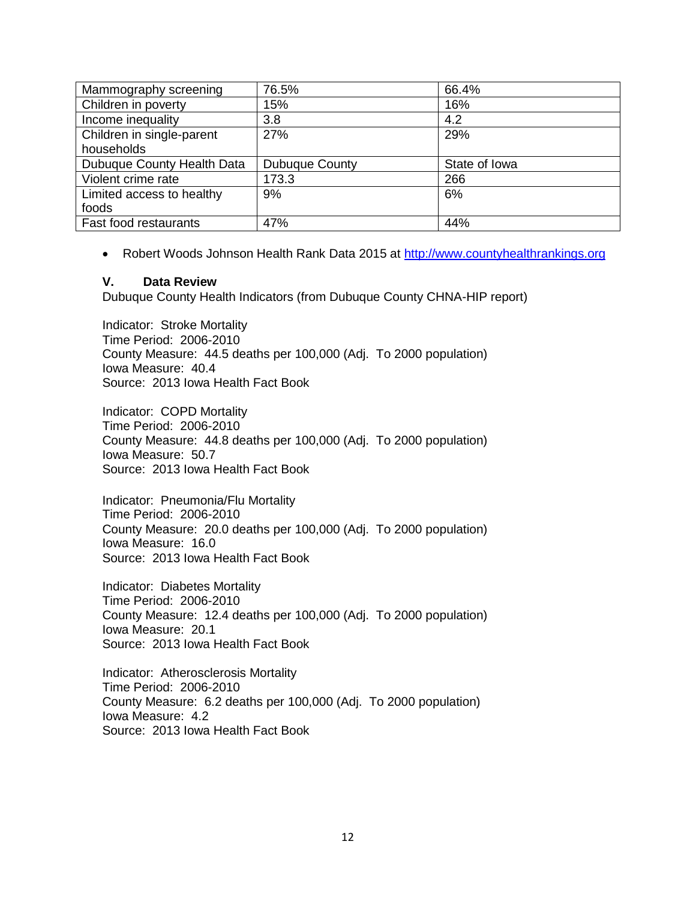| Mammography screening | 76.5% | 66.4% |
| --- | --- | --- |
| Children in poverty | 15% | 16% |
| Income inequality | 3.8 | 4.2 |
| Children in single-parent households | 27% | 29% |
| Dubuque County Health Data | Dubuque County | State of Iowa |
| Violent crime rate | 173.3 | 266 |
| Limited access to healthy foods | 9% | 6% |
| Fast food restaurants | 47% | 44% |

- Robert Woods Johnson Health Rank Data 2015 at http://www.countyhealthrankings.org

### V. Data Review

Dubuque County Health Indicators (from Dubuque County CHNA-HIP report)

Indicator: Stroke Mortality
Time Period: 2006-2010
County Measure: 44.5 deaths per 100,000 (Adj. To 2000 population)
Iowa Measure: 40.4
Source: 2013 Iowa Health Fact Book

Indicator: COPD Mortality
Time Period: 2006-2010
County Measure: 44.8 deaths per 100,000 (Adj. To 2000 population)
Iowa Measure: 50.7
Source: 2013 Iowa Health Fact Book

Indicator: Pneumonia/Flu Mortality
Time Period: 2006-2010
County Measure: 20.0 deaths per 100,000 (Adj. To 2000 population)
Iowa Measure: 16.0
Source: 2013 Iowa Health Fact Book

Indicator: Diabetes Mortality
Time Period: 2006-2010
County Measure: 12.4 deaths per 100,000 (Adj. To 2000 population)
Iowa Measure: 20.1
Source: 2013 Iowa Health Fact Book

Indicator: Atherosclerosis Mortality
Time Period: 2006-2010
County Measure: 6.2 deaths per 100,000 (Adj. To 2000 population)
Iowa Measure: 4.2
Source: 2013 Iowa Health Fact Book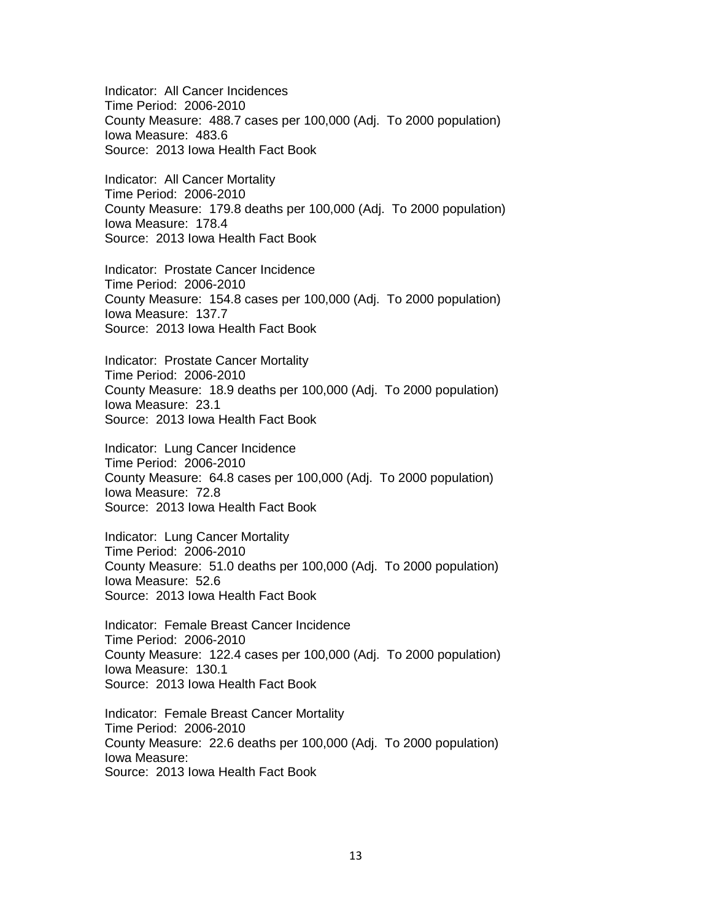Indicator: All Cancer Incidences
Time Period: 2006-2010
County Measure: 488.7 cases per 100,000 (Adj. To 2000 population)
Iowa Measure: 483.6
Source: 2013 Iowa Health Fact Book

Indicator: All Cancer Mortality
Time Period: 2006-2010
County Measure: 179.8 deaths per 100,000 (Adj. To 2000 population)
Iowa Measure: 178.4
Source: 2013 Iowa Health Fact Book

Indicator: Prostate Cancer Incidence
Time Period: 2006-2010
County Measure: 154.8 cases per 100,000 (Adj. To 2000 population)
Iowa Measure: 137.7
Source: 2013 Iowa Health Fact Book

Indicator: Prostate Cancer Mortality
Time Period: 2006-2010
County Measure: 18.9 deaths per 100,000 (Adj. To 2000 population)
Iowa Measure: 23.1
Source: 2013 Iowa Health Fact Book

Indicator: Lung Cancer Incidence
Time Period: 2006-2010
County Measure: 64.8 cases per 100,000 (Adj. To 2000 population)
Iowa Measure: 72.8
Source: 2013 Iowa Health Fact Book

Indicator: Lung Cancer Mortality
Time Period: 2006-2010
County Measure: 51.0 deaths per 100,000 (Adj. To 2000 population)
Iowa Measure: 52.6
Source: 2013 Iowa Health Fact Book

Indicator: Female Breast Cancer Incidence
Time Period: 2006-2010
County Measure: 122.4 cases per 100,000 (Adj. To 2000 population)
Iowa Measure: 130.1
Source: 2013 Iowa Health Fact Book

Indicator: Female Breast Cancer Mortality
Time Period: 2006-2010
County Measure: 22.6 deaths per 100,000 (Adj. To 2000 population)
Iowa Measure:
Source: 2013 Iowa Health Fact Book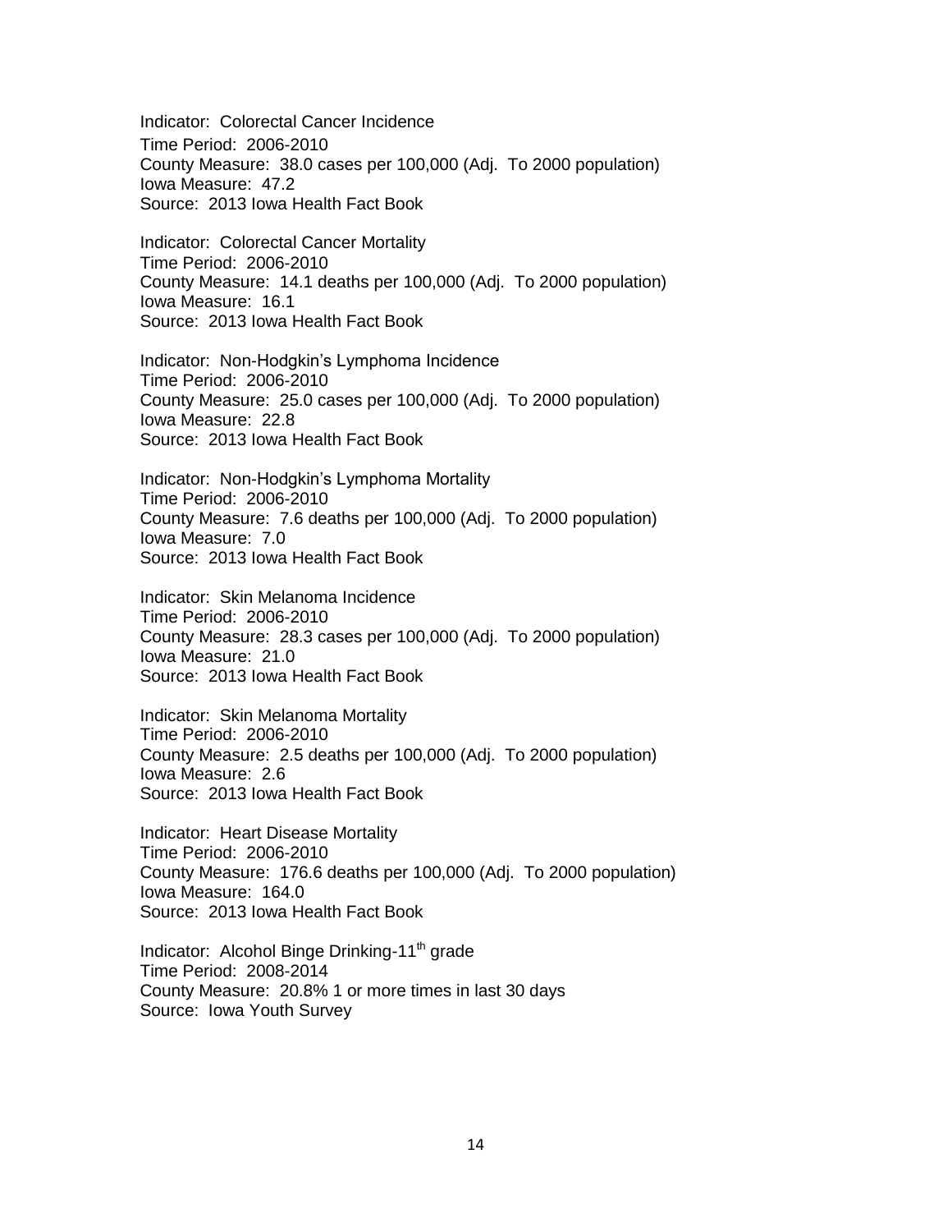Indicator: Colorectal Cancer Incidence
Time Period: 2006-2010
County Measure: 38.0 cases per 100,000 (Adj. To 2000 population)
Iowa Measure: 47.2
Source: 2013 Iowa Health Fact Book

Indicator: Colorectal Cancer Mortality
Time Period: 2006-2010
County Measure: 14.1 deaths per 100,000 (Adj. To 2000 population)
Iowa Measure: 16.1
Source: 2013 Iowa Health Fact Book

Indicator: Non-Hodgkin's Lymphoma Incidence
Time Period: 2006-2010
County Measure: 25.0 cases per 100,000 (Adj. To 2000 population)
Iowa Measure: 22.8
Source: 2013 Iowa Health Fact Book

Indicator: Non-Hodgkin's Lymphoma Mortality
Time Period: 2006-2010
County Measure: 7.6 deaths per 100,000 (Adj. To 2000 population)
Iowa Measure: 7.0
Source: 2013 Iowa Health Fact Book

Indicator: Skin Melanoma Incidence
Time Period: 2006-2010
County Measure: 28.3 cases per 100,000 (Adj. To 2000 population)
Iowa Measure: 21.0
Source: 2013 Iowa Health Fact Book

Indicator: Skin Melanoma Mortality
Time Period: 2006-2010
County Measure: 2.5 deaths per 100,000 (Adj. To 2000 population)
Iowa Measure: 2.6
Source: 2013 Iowa Health Fact Book

Indicator: Heart Disease Mortality
Time Period: 2006-2010
County Measure: 176.6 deaths per 100,000 (Adj. To 2000 population)
Iowa Measure: 164.0
Source: 2013 Iowa Health Fact Book

Indicator: Alcohol Binge Drinking-11th grade
Time Period: 2008-2014
County Measure: 20.8% 1 or more times in last 30 days
Source: Iowa Youth Survey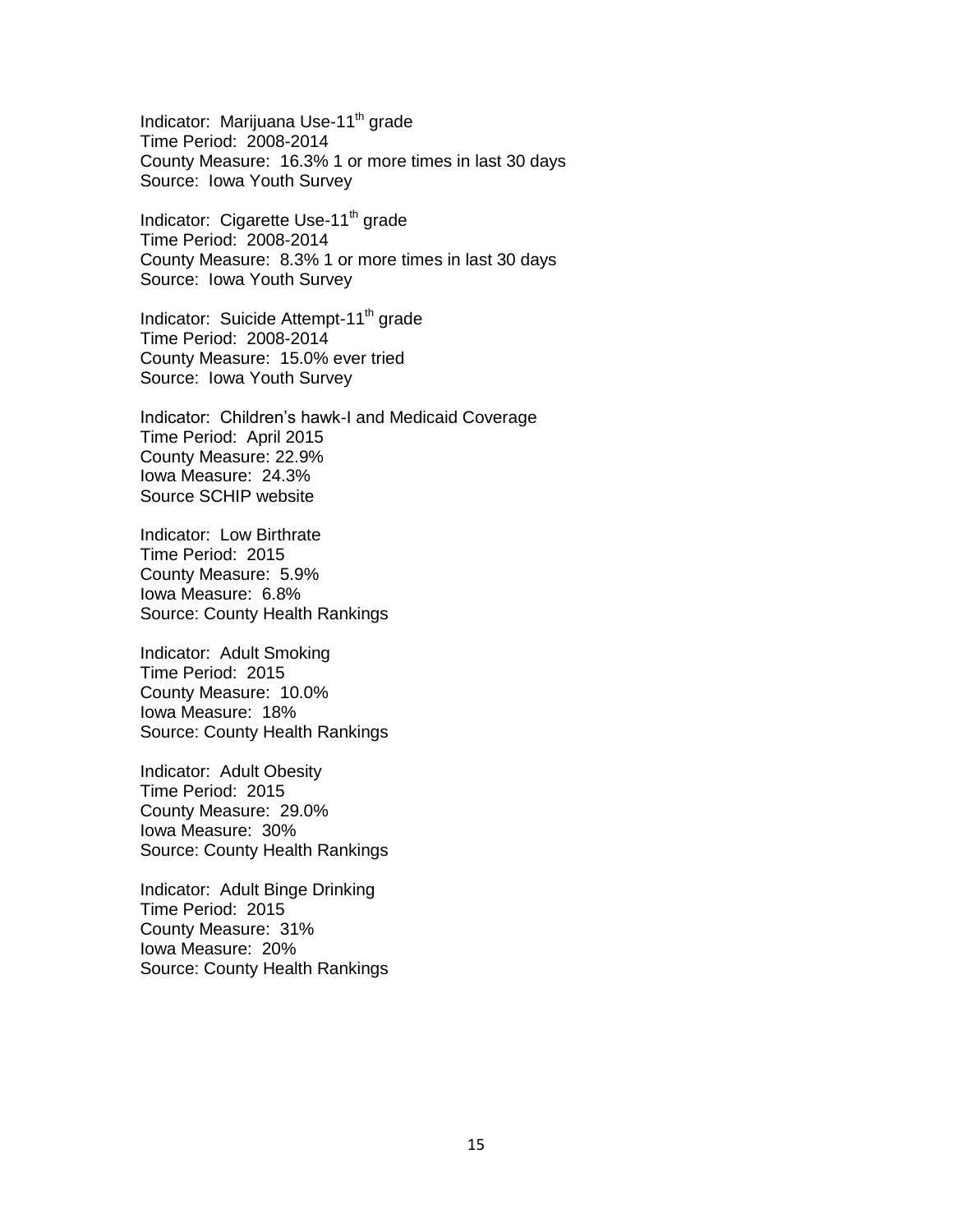Indicator: Marijuana Use-11th grade
Time Period: 2008-2014
County Measure: 16.3% 1 or more times in last 30 days
Source: Iowa Youth Survey

Indicator: Cigarette Use-11th grade
Time Period: 2008-2014
County Measure: 8.3% 1 or more times in last 30 days
Source: Iowa Youth Survey

Indicator: Suicide Attempt-11th grade
Time Period: 2008-2014
County Measure: 15.0% ever tried
Source: Iowa Youth Survey

Indicator: Children's hawk-I and Medicaid Coverage
Time Period: April 2015
County Measure: 22.9%
Iowa Measure: 24.3%
Source SCHIP website

Indicator: Low Birthrate
Time Period: 2015
County Measure: 5.9%
Iowa Measure: 6.8%
Source: County Health Rankings

Indicator: Adult Smoking
Time Period: 2015
County Measure: 10.0%
Iowa Measure: 18%
Source: County Health Rankings

Indicator: Adult Obesity
Time Period: 2015
County Measure: 29.0%
Iowa Measure: 30%
Source: County Health Rankings

Indicator: Adult Binge Drinking
Time Period: 2015
County Measure: 31%
Iowa Measure: 20%
Source: County Health Rankings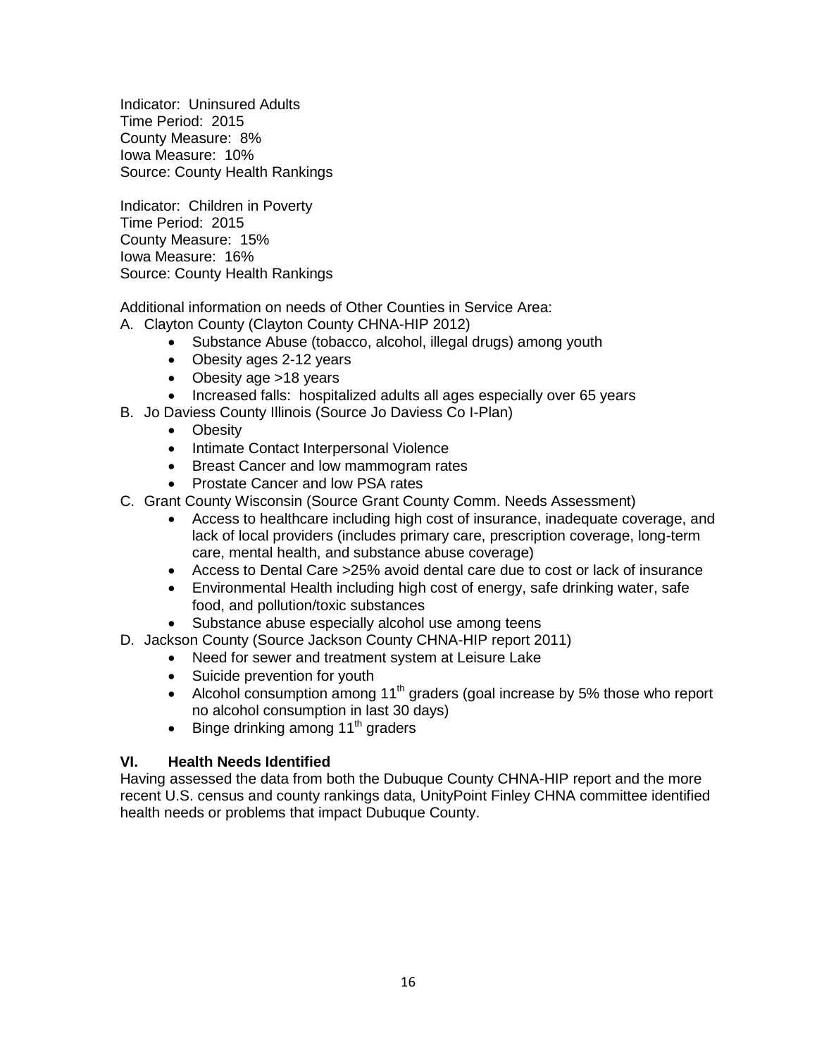Indicator: Uninsured Adults
Time Period: 2015
County Measure: 8%
Iowa Measure: 10%
Source: County Health Rankings

Indicator: Children in Poverty
Time Period: 2015
County Measure: 15%
Iowa Measure: 16%
Source: County Health Rankings

Additional information on needs of Other Counties in Service Area:

A. Clayton County (Clayton County CHNA-HIP 2012)
    - Substance Abuse (tobacco, alcohol, illegal drugs) among youth
    - Obesity ages 2-12 years
    - Obesity age >18 years
    - Increased falls: hospitalized adults all ages especially over 65 years
B. Jo Daviess County Illinois (Source Jo Daviess Co I-Plan)
    - Obesity
    - Intimate Contact Interpersonal Violence
    - Breast Cancer and low mammogram rates
    - Prostate Cancer and low PSA rates
C. Grant County Wisconsin (Source Grant County Comm. Needs Assessment)
    - Access to healthcare including high cost of insurance, inadequate coverage, and lack of local providers (includes primary care, prescription coverage, long-term care, mental health, and substance abuse coverage)
    - Access to Dental Care >25% avoid dental care due to cost or lack of insurance
    - Environmental Health including high cost of energy, safe drinking water, safe food, and pollution/toxic substances
    - Substance abuse especially alcohol use among teens
D. Jackson County (Source Jackson County CHNA-HIP report 2011)
    - Need for sewer and treatment system at Leisure Lake
    - Suicide prevention for youth
    - Alcohol consumption among 11th graders (goal increase by 5% those who report no alcohol consumption in last 30 days)
    - Binge drinking among 11th graders

## VI. Health Needs Identified

Having assessed the data from both the Dubuque County CHNA-HIP report and the more recent U.S. census and county rankings data, UnityPoint Finley CHNA committee identified health needs or problems that impact Dubuque County.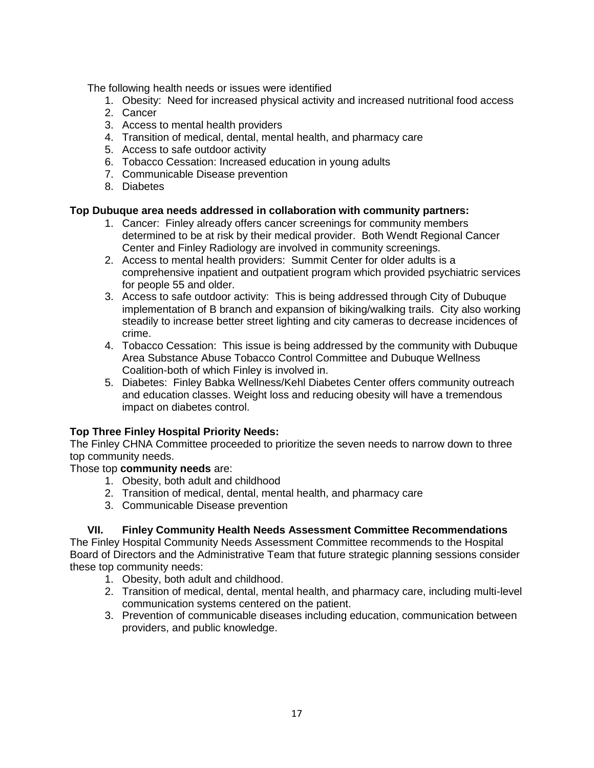The following health needs or issues were identified

1. Obesity:  Need for increased physical activity and increased nutritional food access
2. Cancer
3. Access to mental health providers
4. Transition of medical, dental, mental health, and pharmacy care
5. Access to safe outdoor activity
6. Tobacco Cessation: Increased education in young adults
7. Communicable Disease prevention
8. Diabetes

**Top Dubuque area needs addressed in collaboration with community partners:**

1. Cancer:  Finley already offers cancer screenings for community members determined to be at risk by their medical provider.  Both Wendt Regional Cancer Center and Finley Radiology are involved in community screenings.
2. Access to mental health providers:  Summit Center for older adults is a comprehensive inpatient and outpatient program which provided psychiatric services for people 55 and older.
3. Access to safe outdoor activity:  This is being addressed through City of Dubuque implementation of B branch and expansion of biking/walking trails.  City also working steadily to increase better street lighting and city cameras to decrease incidences of crime.
4. Tobacco Cessation:  This issue is being addressed by the community with Dubuque Area Substance Abuse Tobacco Control Committee and Dubuque Wellness Coalition-both of which Finley is involved in.
5. Diabetes:  Finley Babka Wellness/Kehl Diabetes Center offers community outreach and education classes. Weight loss and reducing obesity will have a tremendous impact on diabetes control.

**Top Three Finley Hospital Priority Needs:**

The Finley CHNA Committee proceeded to prioritize the seven needs to narrow down to three top community needs.

Those top **community needs** are:

1. Obesity, both adult and childhood
2. Transition of medical, dental, mental health, and pharmacy care
3. Communicable Disease prevention

## VII. Finley Community Health Needs Assessment Committee Recommendations

The Finley Hospital Community Needs Assessment Committee recommends to the Hospital Board of Directors and the Administrative Team that future strategic planning sessions consider these top community needs:

1. Obesity, both adult and childhood.
2. Transition of medical, dental, mental health, and pharmacy care, including multi-level communication systems centered on the patient.
3. Prevention of communicable diseases including education, communication between providers, and public knowledge.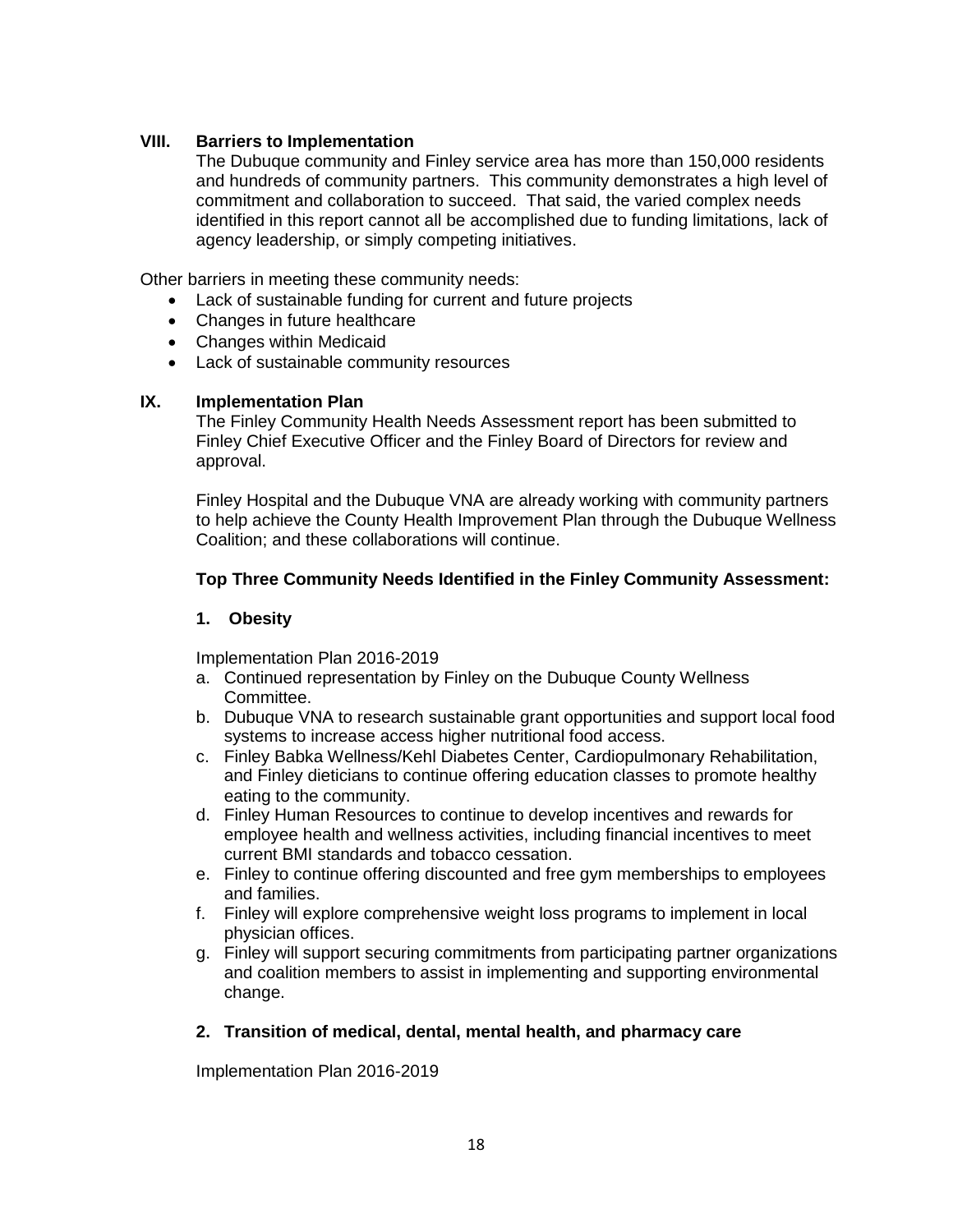## VIII. Barriers to Implementation

The Dubuque community and Finley service area has more than 150,000 residents and hundreds of community partners. This community demonstrates a high level of commitment and collaboration to succeed. That said, the varied complex needs identified in this report cannot all be accomplished due to funding limitations, lack of agency leadership, or simply competing initiatives.

Other barriers in meeting these community needs:

- Lack of sustainable funding for current and future projects
- Changes in future healthcare
- Changes within Medicaid
- Lack of sustainable community resources

## IX. Implementation Plan

The Finley Community Health Needs Assessment report has been submitted to Finley Chief Executive Officer and the Finley Board of Directors for review and approval.

Finley Hospital and the Dubuque VNA are already working with community partners to help achieve the County Health Improvement Plan through the Dubuque Wellness Coalition; and these collaborations will continue.

**Top Three Community Needs Identified in the Finley Community Assessment:**

**1. Obesity**

Implementation Plan 2016-2019

a. Continued representation by Finley on the Dubuque County Wellness Committee.
b. Dubuque VNA to research sustainable grant opportunities and support local food systems to increase access higher nutritional food access.
c. Finley Babka Wellness/Kehl Diabetes Center, Cardiopulmonary Rehabilitation, and Finley dieticians to continue offering education classes to promote healthy eating to the community.
d. Finley Human Resources to continue to develop incentives and rewards for employee health and wellness activities, including financial incentives to meet current BMI standards and tobacco cessation.
e. Finley to continue offering discounted and free gym memberships to employees and families.
f. Finley will explore comprehensive weight loss programs to implement in local physician offices.
g. Finley will support securing commitments from participating partner organizations and coalition members to assist in implementing and supporting environmental change.

**2. Transition of medical, dental, mental health, and pharmacy care**

Implementation Plan 2016-2019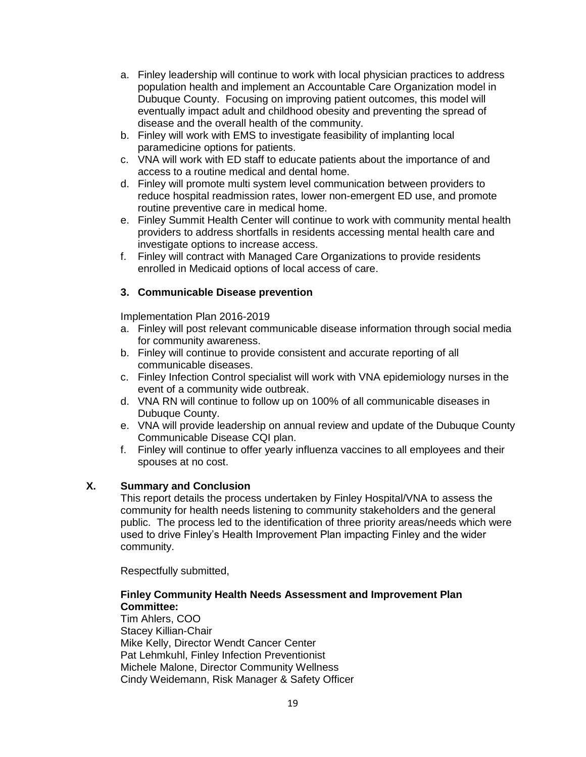a. Finley leadership will continue to work with local physician practices to address population health and implement an Accountable Care Organization model in Dubuque County. Focusing on improving patient outcomes, this model will eventually impact adult and childhood obesity and preventing the spread of disease and the overall health of the community.
b. Finley will work with EMS to investigate feasibility of implanting local paramedicine options for patients.
c. VNA will work with ED staff to educate patients about the importance of and access to a routine medical and dental home.
d. Finley will promote multi system level communication between providers to reduce hospital readmission rates, lower non-emergent ED use, and promote routine preventive care in medical home.
e. Finley Summit Health Center will continue to work with community mental health providers to address shortfalls in residents accessing mental health care and investigate options to increase access.
f. Finley will contract with Managed Care Organizations to provide residents enrolled in Medicaid options of local access of care.

### 3. Communicable Disease prevention

Implementation Plan 2016-2019

a. Finley will post relevant communicable disease information through social media for community awareness.
b. Finley will continue to provide consistent and accurate reporting of all communicable diseases.
c. Finley Infection Control specialist will work with VNA epidemiology nurses in the event of a community wide outbreak.
d. VNA RN will continue to follow up on 100% of all communicable diseases in Dubuque County.
e. VNA will provide leadership on annual review and update of the Dubuque County Communicable Disease CQI plan.
f. Finley will continue to offer yearly influenza vaccines to all employees and their spouses at no cost.

## X. Summary and Conclusion

This report details the process undertaken by Finley Hospital/VNA to assess the community for health needs listening to community stakeholders and the general public. The process led to the identification of three priority areas/needs which were used to drive Finley's Health Improvement Plan impacting Finley and the wider community.

Respectfully submitted,

**Finley Community Health Needs Assessment and Improvement Plan Committee:**

Tim Ahlers, COO
Stacey Killian-Chair
Mike Kelly, Director Wendt Cancer Center
Pat Lehmkuhl, Finley Infection Preventionist
Michele Malone, Director Community Wellness
Cindy Weidemann, Risk Manager & Safety Officer